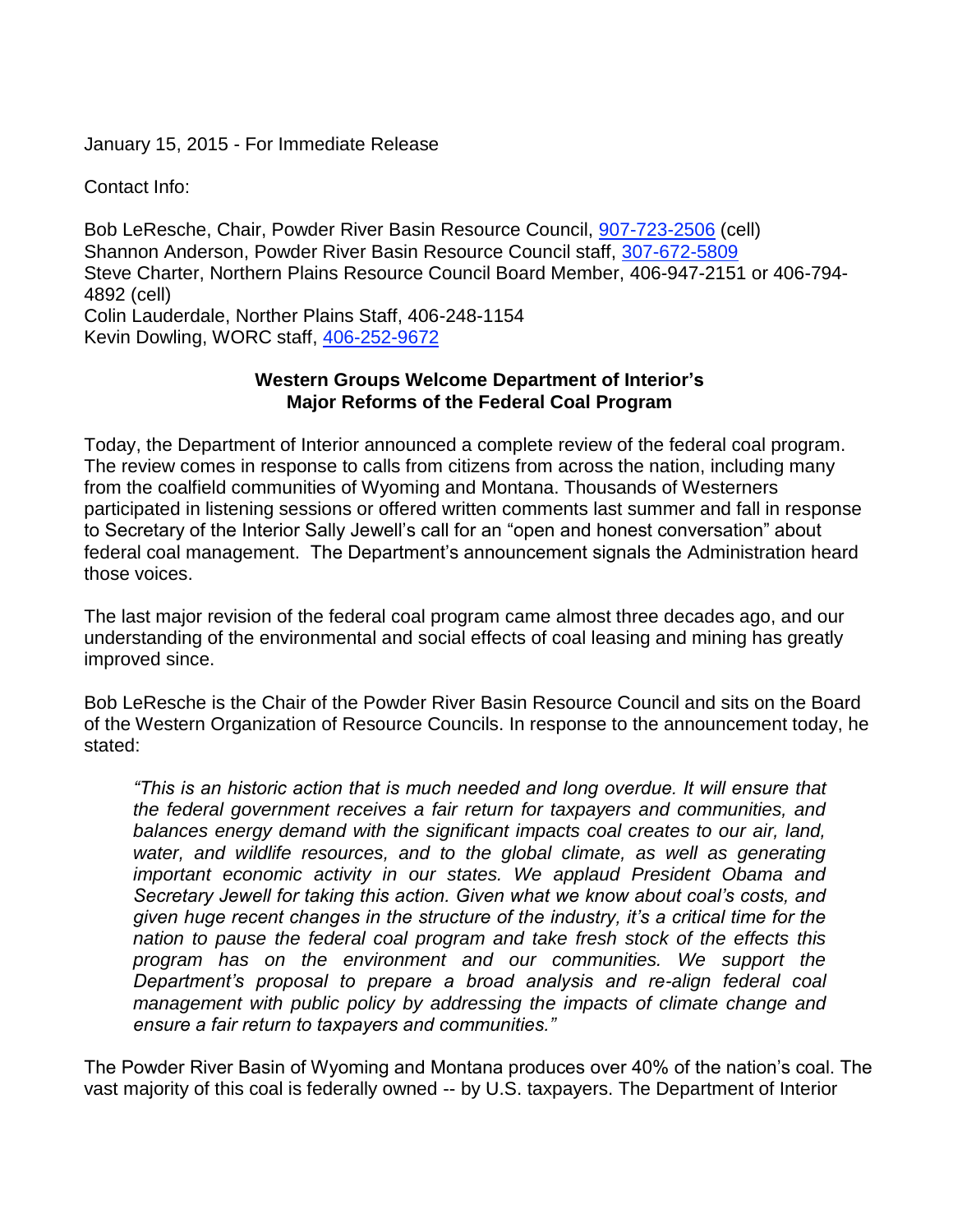January 15, 2015 - For Immediate Release

Contact Info:

Bob LeResche, Chair, Powder River Basin Resource Council, [907-723-2506](tel:907-723-2506) (cell)
Shannon Anderson, Powder River Basin Resource Council staff, [307-672-5809](tel:307-672-5809)
Steve Charter, Northern Plains Resource Council Board Member, 406-947-2151 or 406-794-4892 (cell)
Colin Lauderdale, Norther Plains Staff, 406-248-1154
Kevin Dowling, WORC staff, [406-252-9672](tel:406-252-9672)

**Western Groups Welcome Department of Interior's Major Reforms of the Federal Coal Program**

Today, the Department of Interior announced a complete review of the federal coal program. The review comes in response to calls from citizens from across the nation, including many from the coalfield communities of Wyoming and Montana. Thousands of Westerners participated in listening sessions or offered written comments last summer and fall in response to Secretary of the Interior Sally Jewell's call for an "open and honest conversation" about federal coal management. The Department's announcement signals the Administration heard those voices.

The last major revision of the federal coal program came almost three decades ago, and our understanding of the environmental and social effects of coal leasing and mining has greatly improved since.

Bob LeResche is the Chair of the Powder River Basin Resource Council and sits on the Board of the Western Organization of Resource Councils. In response to the announcement today, he stated:

> *"This is an historic action that is much needed and long overdue. It will ensure that the federal government receives a fair return for taxpayers and communities, and balances energy demand with the significant impacts coal creates to our air, land, water, and wildlife resources, and to the global climate, as well as generating important economic activity in our states. We applaud President Obama and Secretary Jewell for taking this action. Given what we know about coal's costs, and given huge recent changes in the structure of the industry, it's a critical time for the nation to pause the federal coal program and take fresh stock of the effects this program has on the environment and our communities. We support the Department's proposal to prepare a broad analysis and re-align federal coal management with public policy by addressing the impacts of climate change and ensure a fair return to taxpayers and communities."*

The Powder River Basin of Wyoming and Montana produces over 40% of the nation's coal. The vast majority of this coal is federally owned -- by U.S. taxpayers. The Department of Interior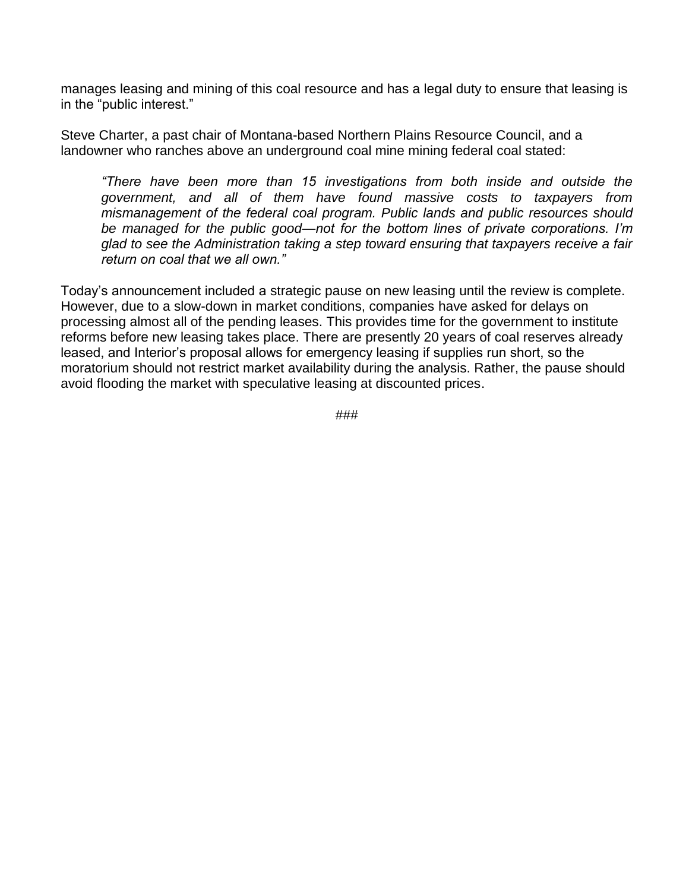manages leasing and mining of this coal resource and has a legal duty to ensure that leasing is in the "public interest."

Steve Charter, a past chair of Montana-based Northern Plains Resource Council, and a landowner who ranches above an underground coal mine mining federal coal stated:

> *"There have been more than 15 investigations from both inside and outside the government, and all of them have found massive costs to taxpayers from mismanagement of the federal coal program. Public lands and public resources should be managed for the public good—not for the bottom lines of private corporations. I'm glad to see the Administration taking a step toward ensuring that taxpayers receive a fair return on coal that we all own."*

Today's announcement included a strategic pause on new leasing until the review is complete. However, due to a slow-down in market conditions, companies have asked for delays on processing almost all of the pending leases. This provides time for the government to institute reforms before new leasing takes place. There are presently 20 years of coal reserves already leased, and Interior's proposal allows for emergency leasing if supplies run short, so the moratorium should not restrict market availability during the analysis. Rather, the pause should avoid flooding the market with speculative leasing at discounted prices.

###